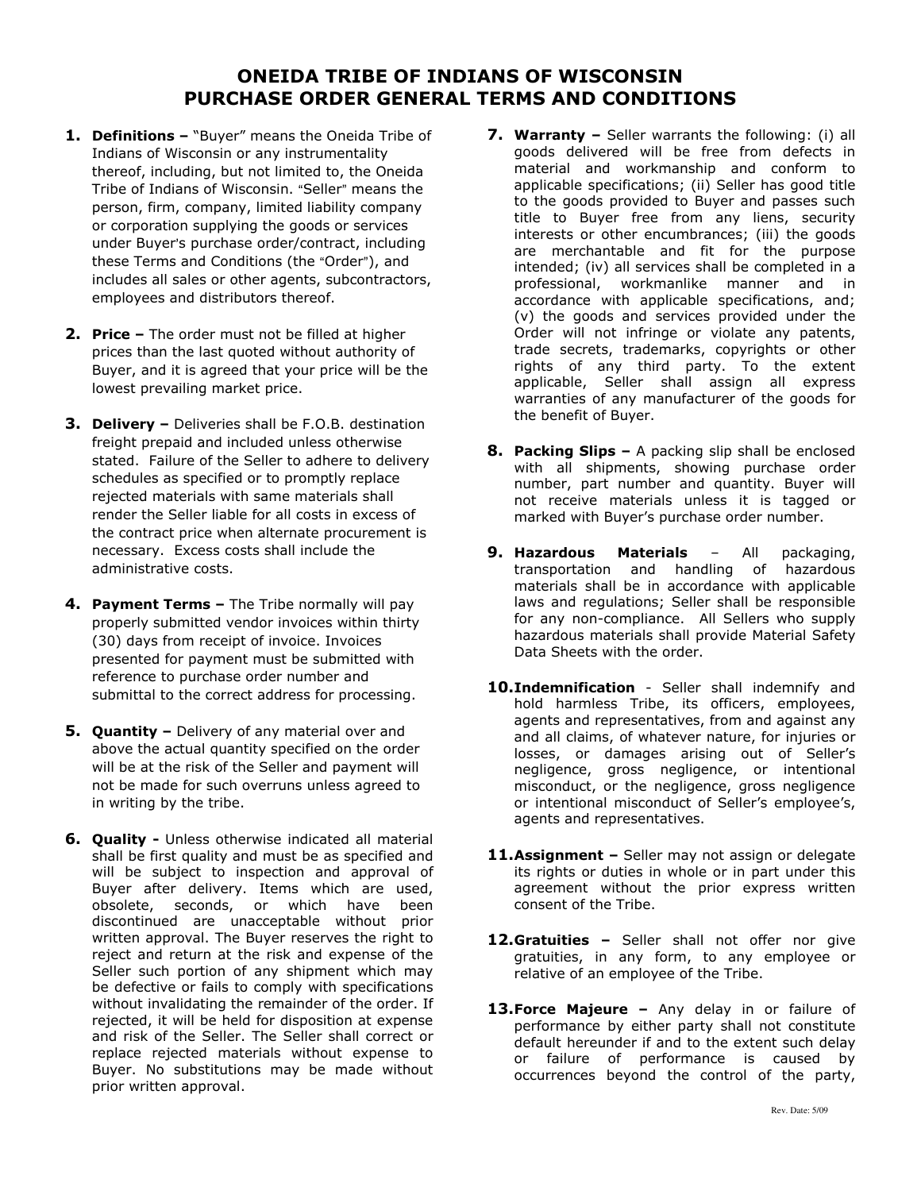# ONEIDA TRIBE OF INDIANS OF WISCONSIN
# PURCHASE ORDER GENERAL TERMS AND CONDITIONS

1. **Definitions –** "Buyer" means the Oneida Tribe of Indians of Wisconsin or any instrumentality thereof, including, but not limited to, the Oneida Tribe of Indians of Wisconsin. "Seller" means the person, firm, company, limited liability company or corporation supplying the goods or services under Buyer's purchase order/contract, including these Terms and Conditions (the "Order"), and includes all sales or other agents, subcontractors, employees and distributors thereof.

2. **Price –** The order must not be filled at higher prices than the last quoted without authority of Buyer, and it is agreed that your price will be the lowest prevailing market price.

3. **Delivery –** Deliveries shall be F.O.B. destination freight prepaid and included unless otherwise stated. Failure of the Seller to adhere to delivery schedules as specified or to promptly replace rejected materials with same materials shall render the Seller liable for all costs in excess of the contract price when alternate procurement is necessary. Excess costs shall include the administrative costs.

4. **Payment Terms –** The Tribe normally will pay properly submitted vendor invoices within thirty (30) days from receipt of invoice. Invoices presented for payment must be submitted with reference to purchase order number and submittal to the correct address for processing.

5. **Quantity –** Delivery of any material over and above the actual quantity specified on the order will be at the risk of the Seller and payment will not be made for such overruns unless agreed to in writing by the tribe.

6. **Quality -** Unless otherwise indicated all material shall be first quality and must be as specified and will be subject to inspection and approval of Buyer after delivery. Items which are used, obsolete, seconds, or which have been discontinued are unacceptable without prior written approval. The Buyer reserves the right to reject and return at the risk and expense of the Seller such portion of any shipment which may be defective or fails to comply with specifications without invalidating the remainder of the order. If rejected, it will be held for disposition at expense and risk of the Seller. The Seller shall correct or replace rejected materials without expense to Buyer. No substitutions may be made without prior written approval.

7. **Warranty –** Seller warrants the following: (i) all goods delivered will be free from defects in material and workmanship and conform to applicable specifications; (ii) Seller has good title to the goods provided to Buyer and passes such title to Buyer free from any liens, security interests or other encumbrances; (iii) the goods are merchantable and fit for the purpose intended; (iv) all services shall be completed in a professional, workmanlike manner and in accordance with applicable specifications, and; (v) the goods and services provided under the Order will not infringe or violate any patents, trade secrets, trademarks, copyrights or other rights of any third party. To the extent applicable, Seller shall assign all express warranties of any manufacturer of the goods for the benefit of Buyer.

8. **Packing Slips –** A packing slip shall be enclosed with all shipments, showing purchase order number, part number and quantity. Buyer will not receive materials unless it is tagged or marked with Buyer's purchase order number.

9. **Hazardous Materials** – All packaging, transportation and handling of hazardous materials shall be in accordance with applicable laws and regulations; Seller shall be responsible for any non-compliance. All Sellers who supply hazardous materials shall provide Material Safety Data Sheets with the order.

10. **Indemnification** - Seller shall indemnify and hold harmless Tribe, its officers, employees, agents and representatives, from and against any and all claims, of whatever nature, for injuries or losses, or damages arising out of Seller's negligence, gross negligence, or intentional misconduct, or the negligence, gross negligence or intentional misconduct of Seller's employee's, agents and representatives.

11. **Assignment –** Seller may not assign or delegate its rights or duties in whole or in part under this agreement without the prior express written consent of the Tribe.

12. **Gratuities –** Seller shall not offer nor give gratuities, in any form, to any employee or relative of an employee of the Tribe.

13. **Force Majeure –** Any delay in or failure of performance by either party shall not constitute default hereunder if and to the extent such delay or failure of performance is caused by occurrences beyond the control of the party,

Rev. Date: 5/09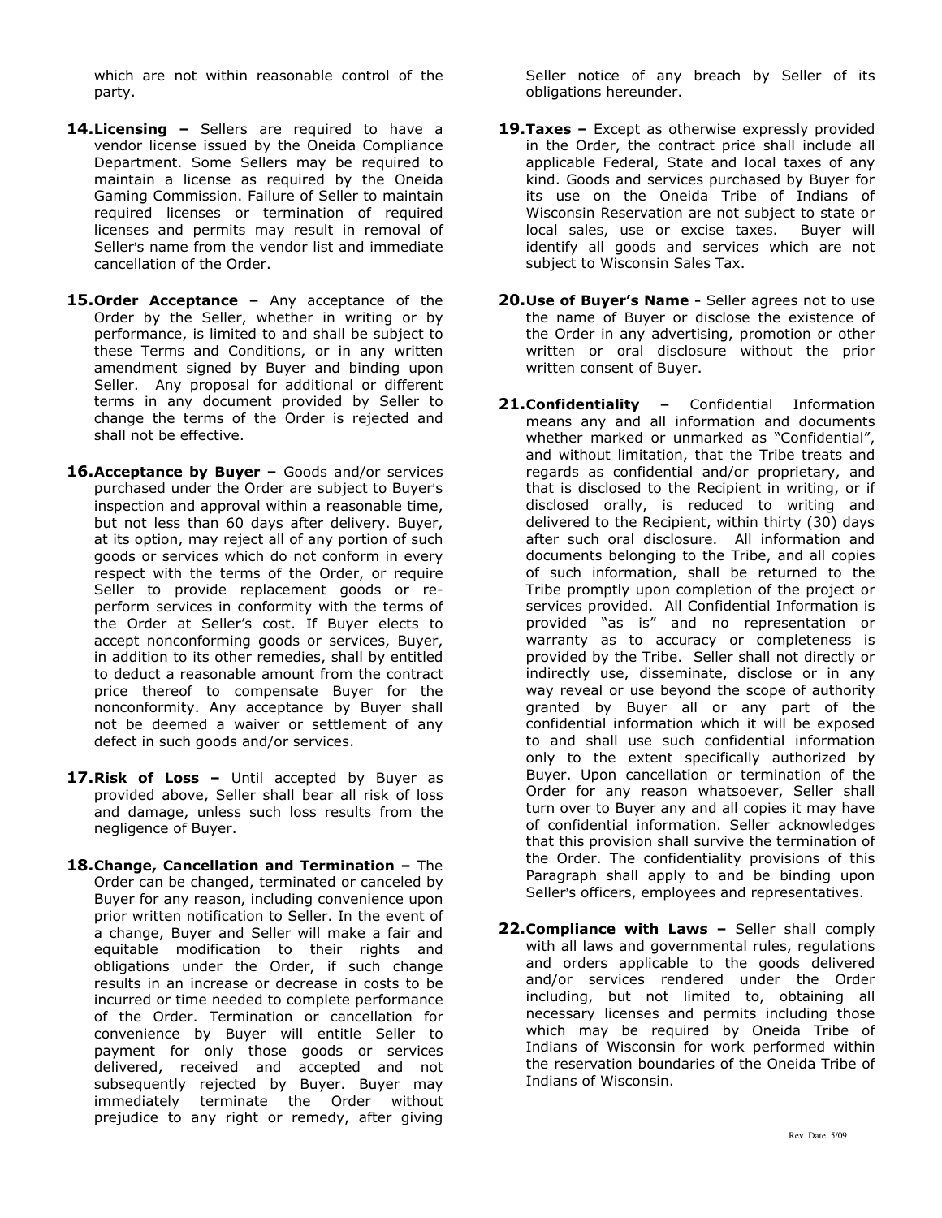which are not within reasonable control of the party.

14. **Licensing –** Sellers are required to have a vendor license issued by the Oneida Compliance Department. Some Sellers may be required to maintain a license as required by the Oneida Gaming Commission. Failure of Seller to maintain required licenses or termination of required licenses and permits may result in removal of Seller's name from the vendor list and immediate cancellation of the Order.

15. **Order Acceptance –** Any acceptance of the Order by the Seller, whether in writing or by performance, is limited to and shall be subject to these Terms and Conditions, or in any written amendment signed by Buyer and binding upon Seller. Any proposal for additional or different terms in any document provided by Seller to change the terms of the Order is rejected and shall not be effective.

16. **Acceptance by Buyer –** Goods and/or services purchased under the Order are subject to Buyer's inspection and approval within a reasonable time, but not less than 60 days after delivery. Buyer, at its option, may reject all of any portion of such goods or services which do not conform in every respect with the terms of the Order, or require Seller to provide replacement goods or re-perform services in conformity with the terms of the Order at Seller's cost. If Buyer elects to accept nonconforming goods or services, Buyer, in addition to its other remedies, shall by entitled to deduct a reasonable amount from the contract price thereof to compensate Buyer for the nonconformity. Any acceptance by Buyer shall not be deemed a waiver or settlement of any defect in such goods and/or services.

17. **Risk of Loss –** Until accepted by Buyer as provided above, Seller shall bear all risk of loss and damage, unless such loss results from the negligence of Buyer.

18. **Change, Cancellation and Termination –** The Order can be changed, terminated or canceled by Buyer for any reason, including convenience upon prior written notification to Seller. In the event of a change, Buyer and Seller will make a fair and equitable modification to their rights and obligations under the Order, if such change results in an increase or decrease in costs to be incurred or time needed to complete performance of the Order. Termination or cancellation for convenience by Buyer will entitle Seller to payment for only those goods or services delivered, received and accepted and not subsequently rejected by Buyer. Buyer may immediately terminate the Order without prejudice to any right or remedy, after giving Seller notice of any breach by Seller of its obligations hereunder.

19. **Taxes –** Except as otherwise expressly provided in the Order, the contract price shall include all applicable Federal, State and local taxes of any kind. Goods and services purchased by Buyer for its use on the Oneida Tribe of Indians of Wisconsin Reservation are not subject to state or local sales, use or excise taxes. Buyer will identify all goods and services which are not subject to Wisconsin Sales Tax.

20. **Use of Buyer's Name -** Seller agrees not to use the name of Buyer or disclose the existence of the Order in any advertising, promotion or other written or oral disclosure without the prior written consent of Buyer.

21. **Confidentiality –** Confidential Information means any and all information and documents whether marked or unmarked as "Confidential", and without limitation, that the Tribe treats and regards as confidential and/or proprietary, and that is disclosed to the Recipient in writing, or if disclosed orally, is reduced to writing and delivered to the Recipient, within thirty (30) days after such oral disclosure. All information and documents belonging to the Tribe, and all copies of such information, shall be returned to the Tribe promptly upon completion of the project or services provided. All Confidential Information is provided "as is" and no representation or warranty as to accuracy or completeness is provided by the Tribe. Seller shall not directly or indirectly use, disseminate, disclose or in any way reveal or use beyond the scope of authority granted by Buyer all or any part of the confidential information which it will be exposed to and shall use such confidential information only to the extent specifically authorized by Buyer. Upon cancellation or termination of the Order for any reason whatsoever, Seller shall turn over to Buyer any and all copies it may have of confidential information. Seller acknowledges that this provision shall survive the termination of the Order. The confidentiality provisions of this Paragraph shall apply to and be binding upon Seller's officers, employees and representatives.

22. **Compliance with Laws –** Seller shall comply with all laws and governmental rules, regulations and orders applicable to the goods delivered and/or services rendered under the Order including, but not limited to, obtaining all necessary licenses and permits including those which may be required by Oneida Tribe of Indians of Wisconsin for work performed within the reservation boundaries of the Oneida Tribe of Indians of Wisconsin.

Rev. Date: 5/09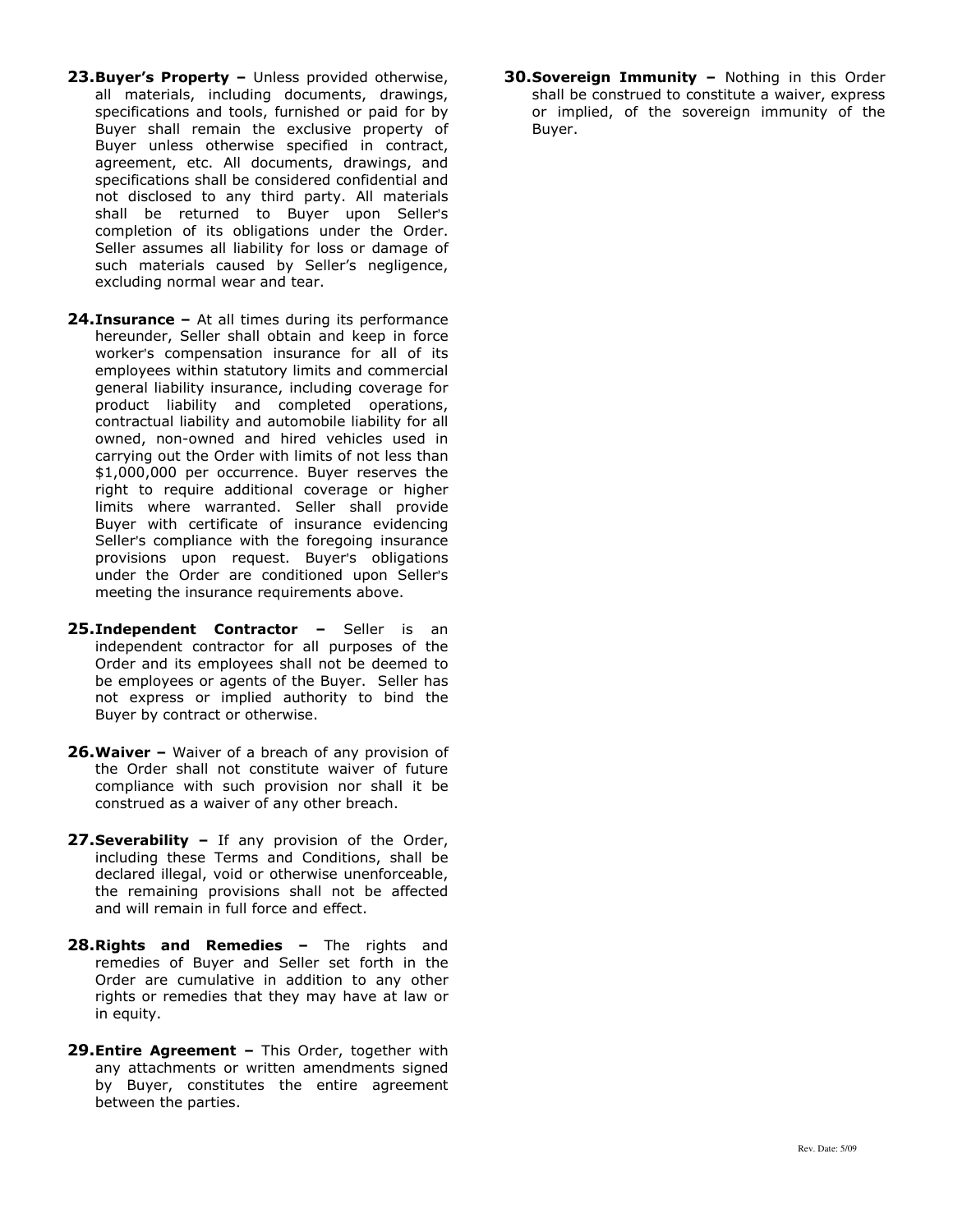**23. Buyer's Property –** Unless provided otherwise, all materials, including documents, drawings, specifications and tools, furnished or paid for by Buyer shall remain the exclusive property of Buyer unless otherwise specified in contract, agreement, etc. All documents, drawings, and specifications shall be considered confidential and not disclosed to any third party. All materials shall be returned to Buyer upon Seller's completion of its obligations under the Order. Seller assumes all liability for loss or damage of such materials caused by Seller's negligence, excluding normal wear and tear.

**24. Insurance –** At all times during its performance hereunder, Seller shall obtain and keep in force worker's compensation insurance for all of its employees within statutory limits and commercial general liability insurance, including coverage for product liability and completed operations, contractual liability and automobile liability for all owned, non-owned and hired vehicles used in carrying out the Order with limits of not less than $1,000,000 per occurrence. Buyer reserves the right to require additional coverage or higher limits where warranted. Seller shall provide Buyer with certificate of insurance evidencing Seller's compliance with the foregoing insurance provisions upon request. Buyer's obligations under the Order are conditioned upon Seller's meeting the insurance requirements above.

**25. Independent Contractor –** Seller is an independent contractor for all purposes of the Order and its employees shall not be deemed to be employees or agents of the Buyer. Seller has not express or implied authority to bind the Buyer by contract or otherwise.

**26. Waiver –** Waiver of a breach of any provision of the Order shall not constitute waiver of future compliance with such provision nor shall it be construed as a waiver of any other breach.

**27. Severability –** If any provision of the Order, including these Terms and Conditions, shall be declared illegal, void or otherwise unenforceable, the remaining provisions shall not be affected and will remain in full force and effect.

**28. Rights and Remedies –** The rights and remedies of Buyer and Seller set forth in the Order are cumulative in addition to any other rights or remedies that they may have at law or in equity.

**29. Entire Agreement –** This Order, together with any attachments or written amendments signed by Buyer, constitutes the entire agreement between the parties.

**30. Sovereign Immunity –** Nothing in this Order shall be construed to constitute a waiver, express or implied, of the sovereign immunity of the Buyer.

Rev. Date: 5/09